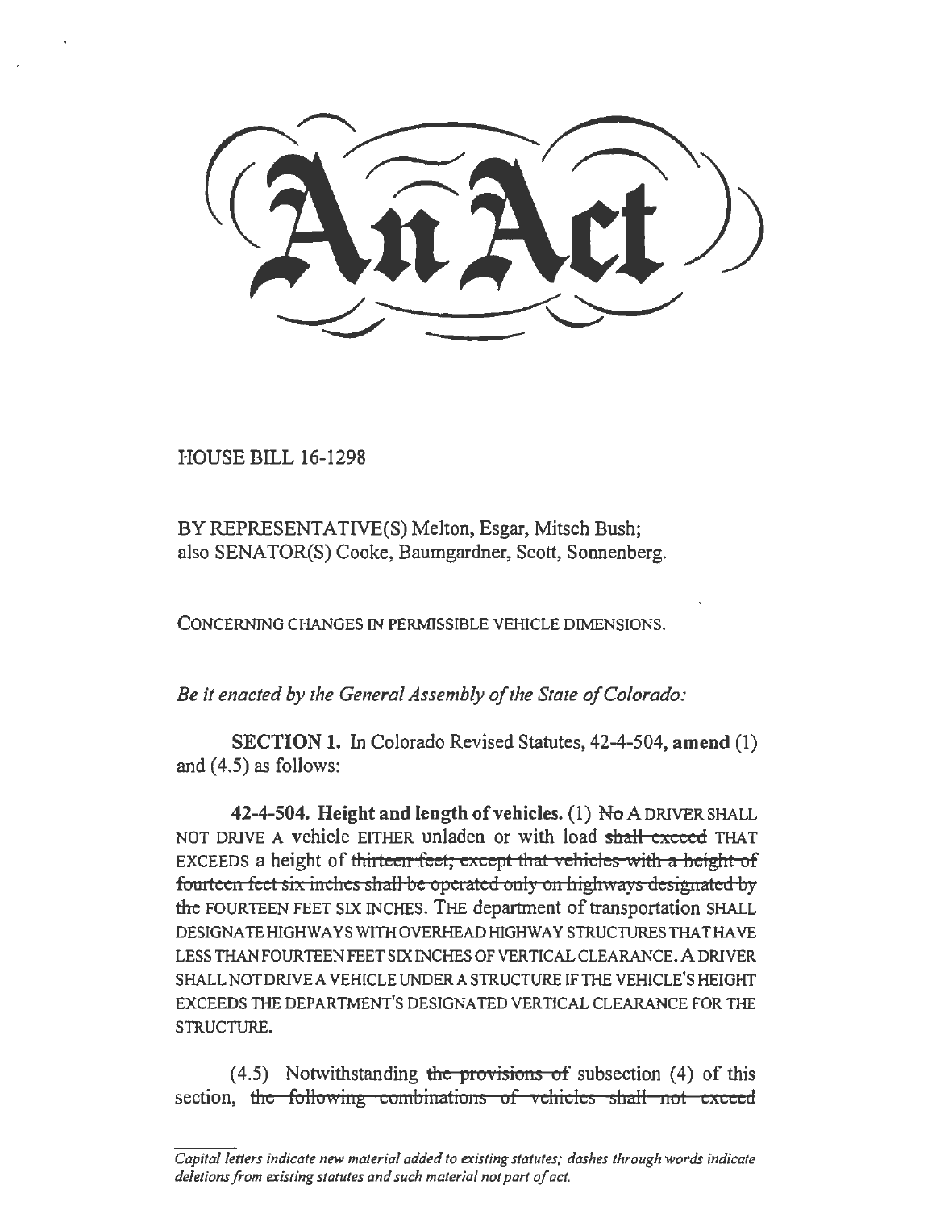# An Act

HOUSE BILL 16-1298

BY REPRESENTATIVE(S) Melton, Esgar, Mitsch Bush;
also SENATOR(S) Cooke, Baumgardner, Scott, Sonnenberg.

CONCERNING CHANGES IN PERMISSIBLE VEHICLE DIMENSIONS.

*Be it enacted by the General Assembly of the State of Colorado:*

**SECTION 1.** In Colorado Revised Statutes, 42-4-504, **amend** (1) and (4.5) as follows:

**42-4-504. Height and length of vehicles.** (1) ~~No~~ A DRIVER SHALL NOT DRIVE A vehicle EITHER unladen or with load ~~shall exceed~~ THAT EXCEEDS a height of ~~thirteen feet, except that vehicles with a height of fourteen feet six inches shall be operated only on highways designated by the~~ FOURTEEN FEET SIX INCHES. THE department of transportation SHALL DESIGNATE HIGHWAYS WITH OVERHEAD HIGHWAY STRUCTURES THAT HAVE LESS THAN FOURTEEN FEET SIX INCHES OF VERTICAL CLEARANCE. A DRIVER SHALL NOT DRIVE A VEHICLE UNDER A STRUCTURE IF THE VEHICLE'S HEIGHT EXCEEDS THE DEPARTMENT'S DESIGNATED VERTICAL CLEARANCE FOR THE STRUCTURE.

(4.5) Notwithstanding ~~the provisions of~~ subsection (4) of this section, ~~the following combinations of vehicles shall not exceed~~

*Capital letters indicate new material added to existing statutes; dashes through words indicate deletions from existing statutes and such material not part of act.*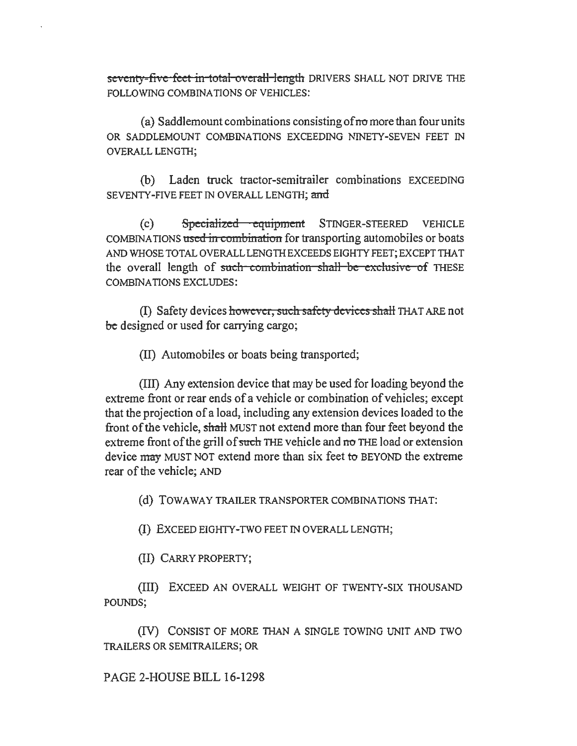~~seventy-five feet in total overall length~~ DRIVERS SHALL NOT DRIVE THE FOLLOWING COMBINATIONS OF VEHICLES:

(a) Saddlemount combinations consisting of ~~no~~ more than four units OR SADDLEMOUNT COMBINATIONS EXCEEDING NINETY-SEVEN FEET IN OVERALL LENGTH;

(b) Laden truck tractor-semitrailer combinations EXCEEDING SEVENTY-FIVE FEET IN OVERALL LENGTH; ~~and~~

(c) ~~Specialized equipment~~ STINGER-STEERED VEHICLE COMBINATIONS ~~used in combination~~ for transporting automobiles or boats AND WHOSE TOTAL OVERALL LENGTH EXCEEDS EIGHTY FEET; EXCEPT THAT the overall length of ~~such combination shall be exclusive of~~ THESE COMBINATIONS EXCLUDES:

(I) Safety devices ~~however, such safety devices shall~~ THAT ARE not ~~be~~ designed or used for carrying cargo;

(II) Automobiles or boats being transported;

(III) Any extension device that may be used for loading beyond the extreme front or rear ends of a vehicle or combination of vehicles; except that the projection of a load, including any extension devices loaded to the front of the vehicle, ~~shall~~ MUST not extend more than four feet beyond the extreme front of the grill of ~~such~~ THE vehicle and ~~no~~ THE load or extension device ~~may~~ MUST NOT extend more than six feet ~~to~~ BEYOND the extreme rear of the vehicle; AND

(d) TOWAWAY TRAILER TRANSPORTER COMBINATIONS THAT:

(I) EXCEED EIGHTY-TWO FEET IN OVERALL LENGTH;

(II) CARRY PROPERTY;

(III) EXCEED AN OVERALL WEIGHT OF TWENTY-SIX THOUSAND POUNDS;

(IV) CONSIST OF MORE THAN A SINGLE TOWING UNIT AND TWO TRAILERS OR SEMITRAILERS; OR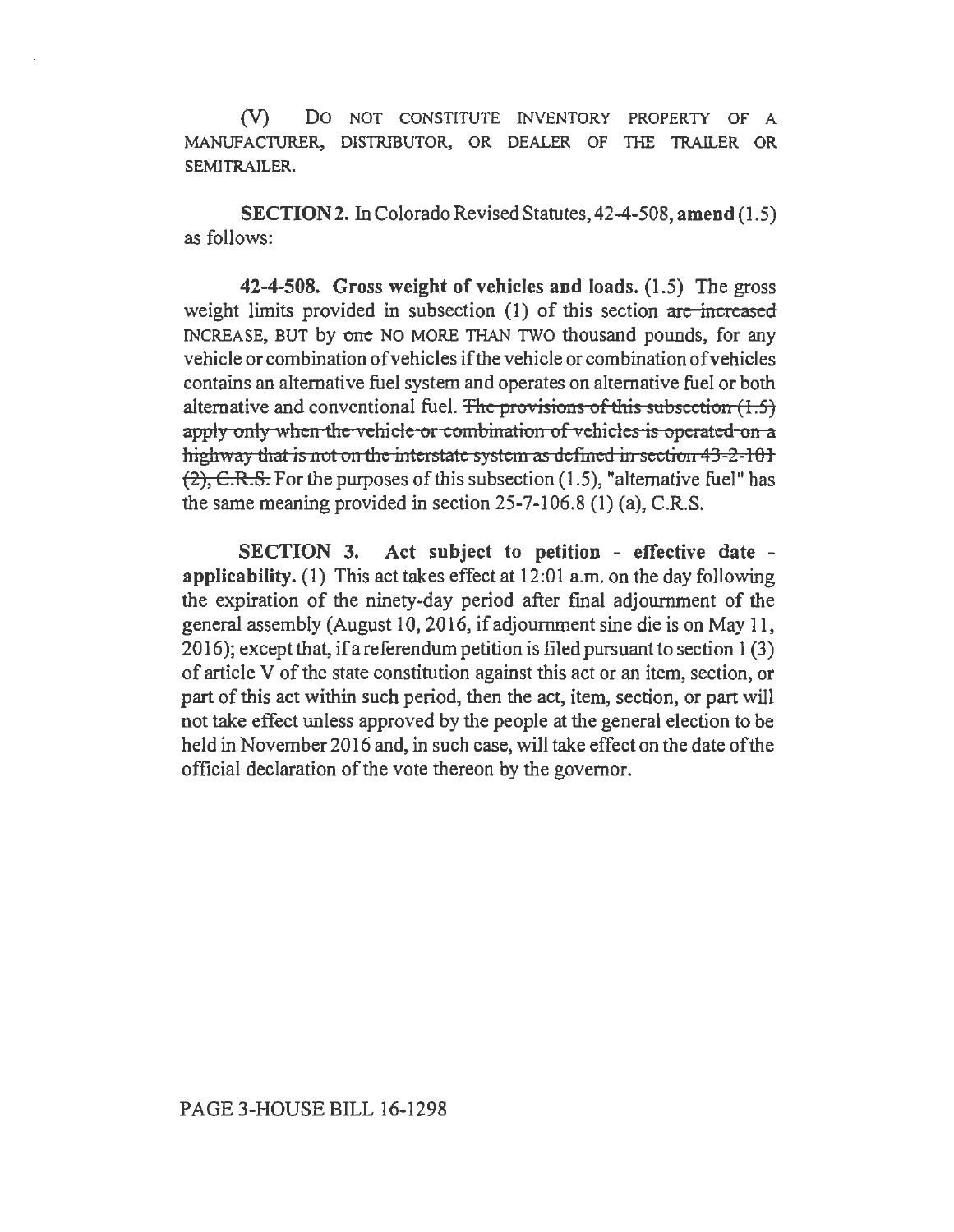(V) DO NOT CONSTITUTE INVENTORY PROPERTY OF A MANUFACTURER, DISTRIBUTOR, OR DEALER OF THE TRAILER OR SEMITRAILER.

**SECTION 2.** In Colorado Revised Statutes, 42-4-508, **amend** (1.5) as follows:

**42-4-508. Gross weight of vehicles and loads.** (1.5) The gross weight limits provided in subsection (1) of this section ~~are increased~~ INCREASE, BUT by ~~one~~ NO MORE THAN TWO thousand pounds, for any vehicle or combination of vehicles if the vehicle or combination of vehicles contains an alternative fuel system and operates on alternative fuel or both alternative and conventional fuel. ~~The provisions of this subsection (1.5) apply only when the vehicle or combination of vehicles is operated on a highway that is not on the interstate system as defined in section 43-2-101 (2), C.R.S.~~ For the purposes of this subsection (1.5), "alternative fuel" has the same meaning provided in section 25-7-106.8 (1) (a), C.R.S.

**SECTION 3. Act subject to petition - effective date - applicability.** (1) This act takes effect at 12:01 a.m. on the day following the expiration of the ninety-day period after final adjournment of the general assembly (August 10, 2016, if adjournment sine die is on May 11, 2016); except that, if a referendum petition is filed pursuant to section 1 (3) of article V of the state constitution against this act or an item, section, or part of this act within such period, then the act, item, section, or part will not take effect unless approved by the people at the general election to be held in November 2016 and, in such case, will take effect on the date of the official declaration of the vote thereon by the governor.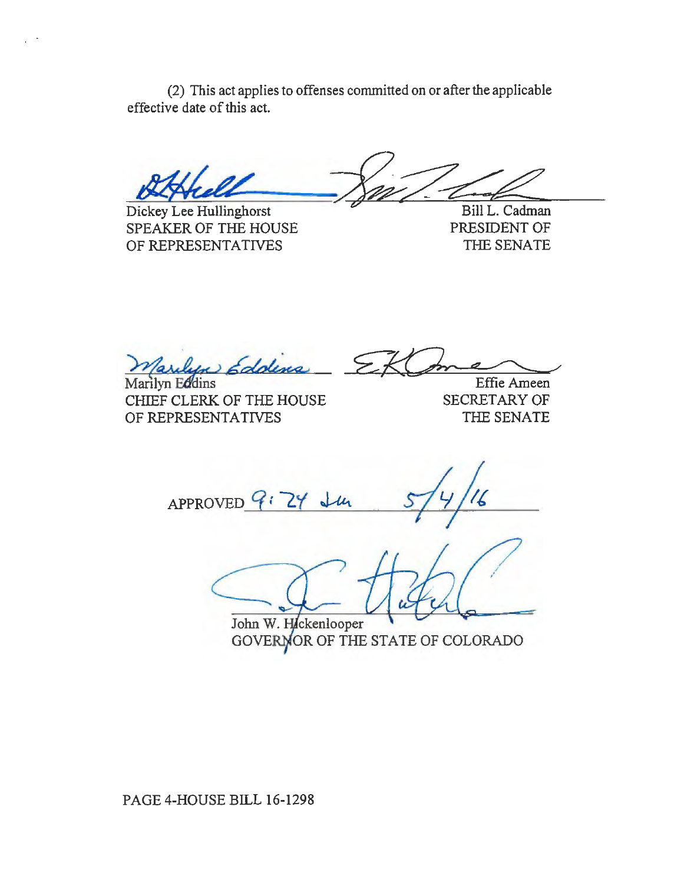(2) This act applies to offenses committed on or after the applicable effective date of this act.

Dickey Lee Hullinghorst
SPEAKER OF THE HOUSE
OF REPRESENTATIVES

Bill L. Cadman
PRESIDENT OF
THE SENATE

Marilyn Eddins
CHIEF CLERK OF THE HOUSE
OF REPRESENTATIVES

Effie Ameen
SECRETARY OF
THE SENATE

APPROVED 9:24 am 5/4/16

John W. Hickenlooper
GOVERNOR OF THE STATE OF COLORADO

PAGE 4-HOUSE BILL 16-1298